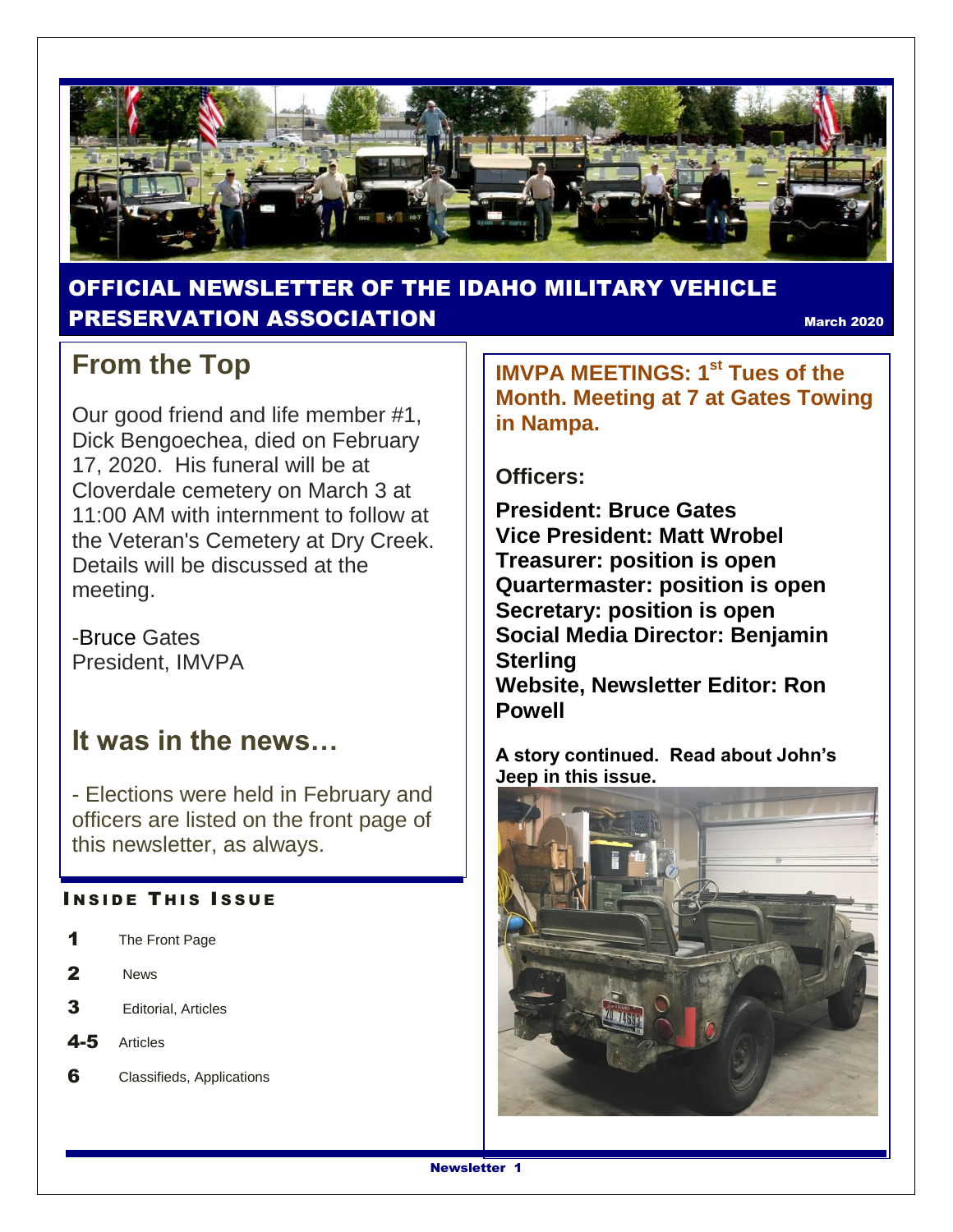# OFFICIAL NEWSLETTER OF THE IDAHO MILITARY VEHICLE PRESERVATION ASSOCIATION

March 2020

## From the Top

Our good friend and life member #1, Dick Bengoechea, died on February 17, 2020. His funeral will be at Cloverdale cemetery on March 3 at 11:00 AM with internment to follow at the Veteran's Cemetery at Dry Creek. Details will be discussed at the meeting.

-Bruce Gates
President, IMVPA

## It was in the news…

- Elections were held in February and officers are listed on the front page of this newsletter, as always.

### INSIDE THIS ISSUE

| | |
|---|---|
| **1** | The Front Page |
| **2** | News |
| **3** | Editorial, Articles |
| **4-5** | Articles |
| **6** | Classifieds, Applications |

**IMVPA MEETINGS: 1st Tues of the Month. Meeting at 7 at Gates Towing in Nampa.**

**Officers:**

**President: Bruce Gates**
**Vice President: Matt Wrobel**
**Treasurer: position is open**
**Quartermaster: position is open**
**Secretary: position is open**
**Social Media Director: Benjamin Sterling**
**Website, Newsletter Editor: Ron Powell**

**A story continued. Read about John's Jeep in this issue.**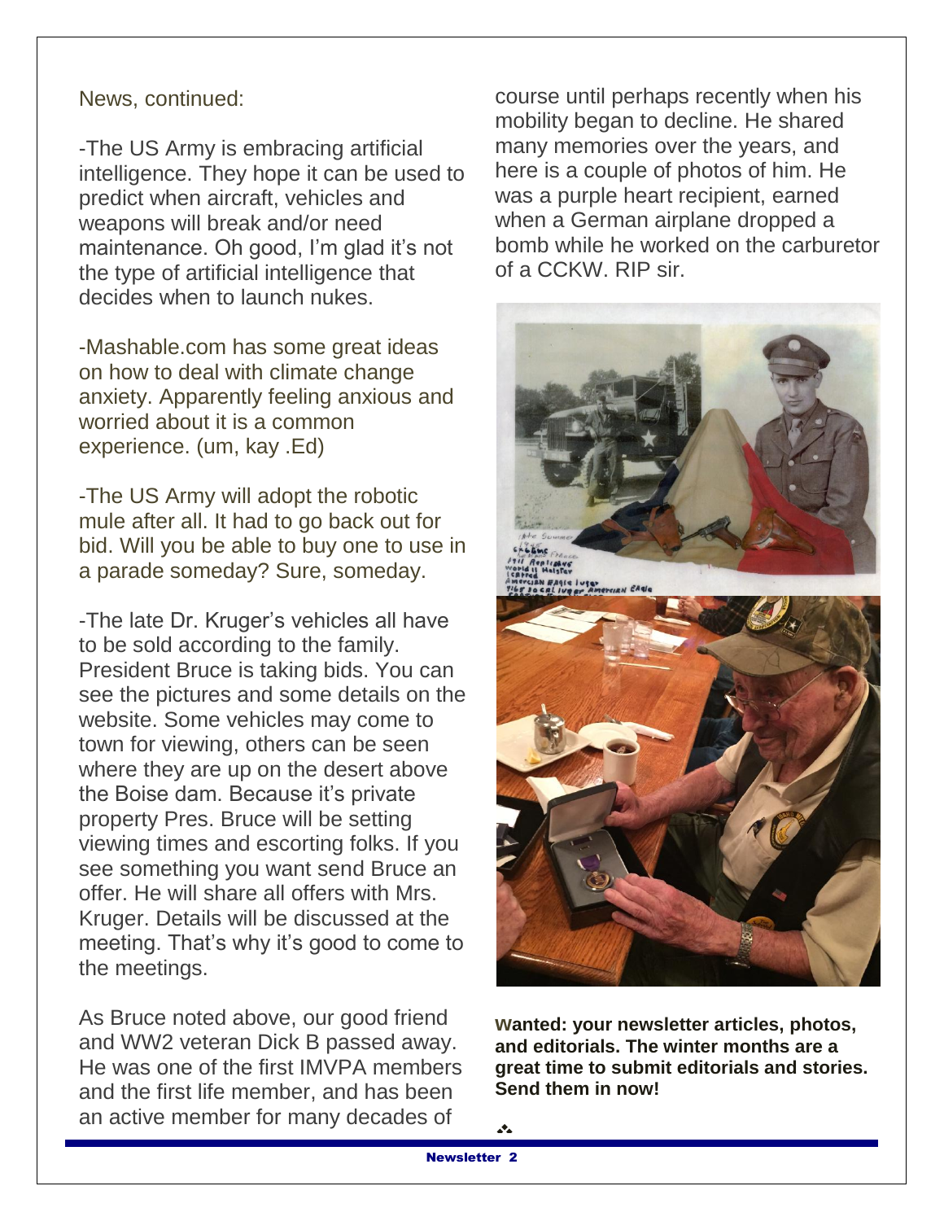News, continued:

-The US Army is embracing artificial intelligence. They hope it can be used to predict when aircraft, vehicles and weapons will break and/or need maintenance. Oh good, I'm glad it's not the type of artificial intelligence that decides when to launch nukes.

-Mashable.com has some great ideas on how to deal with climate change anxiety. Apparently feeling anxious and worried about it is a common experience. (um, kay .Ed)

-The US Army will adopt the robotic mule after all. It had to go back out for bid. Will you be able to buy one to use in a parade someday? Sure, someday.

-The late Dr. Kruger's vehicles all have to be sold according to the family. President Bruce is taking bids. You can see the pictures and some details on the website. Some vehicles may come to town for viewing, others can be seen where they are up on the desert above the Boise dam. Because it's private property Pres. Bruce will be setting viewing times and escorting folks. If you see something you want send Bruce an offer. He will share all offers with Mrs. Kruger. Details will be discussed at the meeting. That's why it's good to come to the meetings.

As Bruce noted above, our good friend and WW2 veteran Dick B passed away. He was one of the first IMVPA members and the first life member, and has been an active member for many decades of course until perhaps recently when his mobility began to decline. He shared many memories over the years, and here is a couple of photos of him. He was a purple heart recipient, earned when a German airplane dropped a bomb while he worked on the carburetor of a CCKW. RIP sir.

**Wanted: your newsletter articles, photos, and editorials. The winter months are a great time to submit editorials and stories. Send them in now!**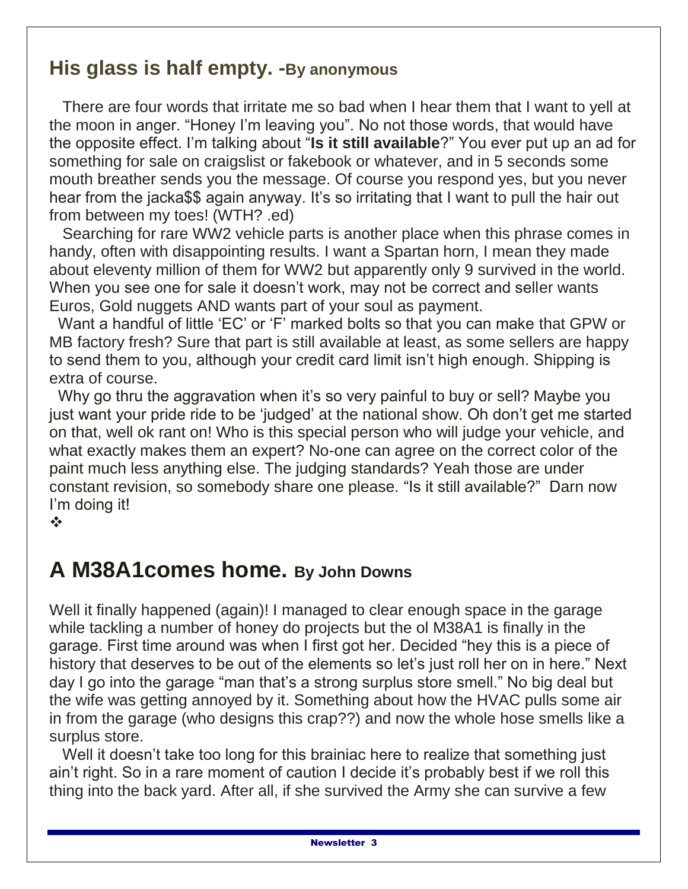## His glass is half empty. -By anonymous

There are four words that irritate me so bad when I hear them that I want to yell at the moon in anger. "Honey I'm leaving you". No not those words, that would have the opposite effect. I'm talking about "**Is it still available**?" You ever put up an ad for something for sale on craigslist or fakebook or whatever, and in 5 seconds some mouth breather sends you the message. Of course you respond yes, but you never hear from the jacka$$ again anyway. It's so irritating that I want to pull the hair out from between my toes! (WTH? .ed)

Searching for rare WW2 vehicle parts is another place when this phrase comes in handy, often with disappointing results. I want a Spartan horn, I mean they made about eleventy million of them for WW2 but apparently only 9 survived in the world. When you see one for sale it doesn't work, may not be correct and seller wants Euros, Gold nuggets AND wants part of your soul as payment.

Want a handful of little 'EC' or 'F' marked bolts so that you can make that GPW or MB factory fresh? Sure that part is still available at least, as some sellers are happy to send them to you, although your credit card limit isn't high enough. Shipping is extra of course.

Why go thru the aggravation when it's so very painful to buy or sell? Maybe you just want your pride ride to be 'judged' at the national show. Oh don't get me started on that, well ok rant on! Who is this special person who will judge your vehicle, and what exactly makes them an expert? No-one can agree on the correct color of the paint much less anything else. The judging standards? Yeah those are under constant revision, so somebody share one please. "Is it still available?" Darn now I'm doing it!

❖

## A M38A1comes home. By John Downs

Well it finally happened (again)! I managed to clear enough space in the garage while tackling a number of honey do projects but the ol M38A1 is finally in the garage. First time around was when I first got her. Decided "hey this is a piece of history that deserves to be out of the elements so let's just roll her on in here." Next day I go into the garage "man that's a strong surplus store smell." No big deal but the wife was getting annoyed by it. Something about how the HVAC pulls some air in from the garage (who designs this crap??) and now the whole hose smells like a surplus store.

Well it doesn't take too long for this brainiac here to realize that something just ain't right. So in a rare moment of caution I decide it's probably best if we roll this thing into the back yard. After all, if she survived the Army she can survive a few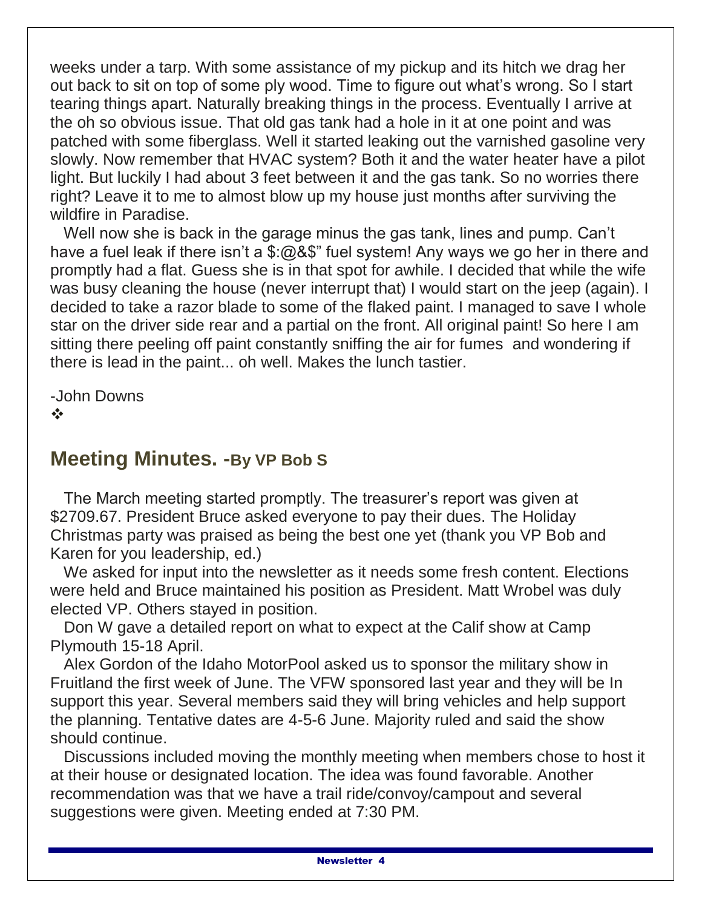weeks under a tarp. With some assistance of my pickup and its hitch we drag her out back to sit on top of some ply wood. Time to figure out what's wrong. So I start tearing things apart. Naturally breaking things in the process. Eventually I arrive at the oh so obvious issue. That old gas tank had a hole in it at one point and was patched with some fiberglass. Well it started leaking out the varnished gasoline very slowly. Now remember that HVAC system? Both it and the water heater have a pilot light. But luckily I had about 3 feet between it and the gas tank. So no worries there right? Leave it to me to almost blow up my house just months after surviving the wildfire in Paradise.

Well now she is back in the garage minus the gas tank, lines and pump. Can't have a fuel leak if there isn't a $:@&$" fuel system! Any ways we go her in there and promptly had a flat. Guess she is in that spot for awhile. I decided that while the wife was busy cleaning the house (never interrupt that) I would start on the jeep (again). I decided to take a razor blade to some of the flaked paint. I managed to save I whole star on the driver side rear and a partial on the front. All original paint! So here I am sitting there peeling off paint constantly sniffing the air for fumes and wondering if there is lead in the paint... oh well. Makes the lunch tastier.

-John Downs

❖

## Meeting Minutes. -By VP Bob S

The March meeting started promptly. The treasurer's report was given at $2709.67. President Bruce asked everyone to pay their dues. The Holiday Christmas party was praised as being the best one yet (thank you VP Bob and Karen for you leadership, ed.)

We asked for input into the newsletter as it needs some fresh content. Elections were held and Bruce maintained his position as President. Matt Wrobel was duly elected VP. Others stayed in position.

Don W gave a detailed report on what to expect at the Calif show at Camp Plymouth 15-18 April.

Alex Gordon of the Idaho MotorPool asked us to sponsor the military show in Fruitland the first week of June. The VFW sponsored last year and they will be In support this year. Several members said they will bring vehicles and help support the planning. Tentative dates are 4-5-6 June. Majority ruled and said the show should continue.

Discussions included moving the monthly meeting when members chose to host it at their house or designated location. The idea was found favorable. Another recommendation was that we have a trail ride/convoy/campout and several suggestions were given. Meeting ended at 7:30 PM.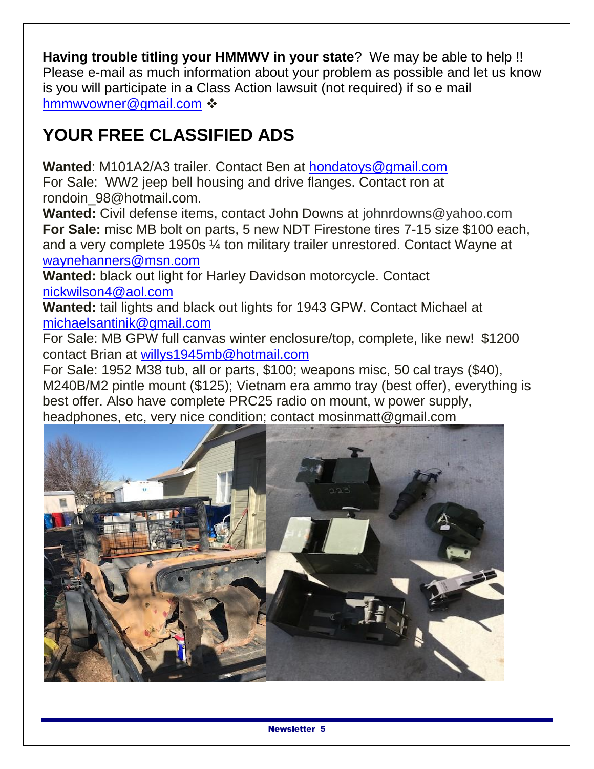**Having trouble titling your HMMWV in your state**? We may be able to help !! Please e-mail as much information about your problem as possible and let us know is you will participate in a Class Action lawsuit (not required) if so e mail hmmwvowner@gmail.com ❖

## YOUR FREE CLASSIFIED ADS

**Wanted**: M101A2/A3 trailer. Contact Ben at hondatoys@gmail.com
For Sale: WW2 jeep bell housing and drive flanges. Contact ron at rondoin_98@hotmail.com.
**Wanted:** Civil defense items, contact John Downs at johnrdowns@yahoo.com
**For Sale:** misc MB bolt on parts, 5 new NDT Firestone tires 7-15 size $100 each, and a very complete 1950s ¼ ton military trailer unrestored. Contact Wayne at waynehanners@msn.com
**Wanted:** black out light for Harley Davidson motorcycle. Contact nickwilson4@aol.com
**Wanted:** tail lights and black out lights for 1943 GPW. Contact Michael at michaelsantinik@gmail.com
For Sale: MB GPW full canvas winter enclosure/top, complete, like new! $1200 contact Brian at willys1945mb@hotmail.com
For Sale: 1952 M38 tub, all or parts, $100; weapons misc, 50 cal trays ($40), M240B/M2 pintle mount ($125); Vietnam era ammo tray (best offer), everything is best offer. Also have complete PRC25 radio on mount, w power supply, headphones, etc, very nice condition; contact mosinmatt@gmail.com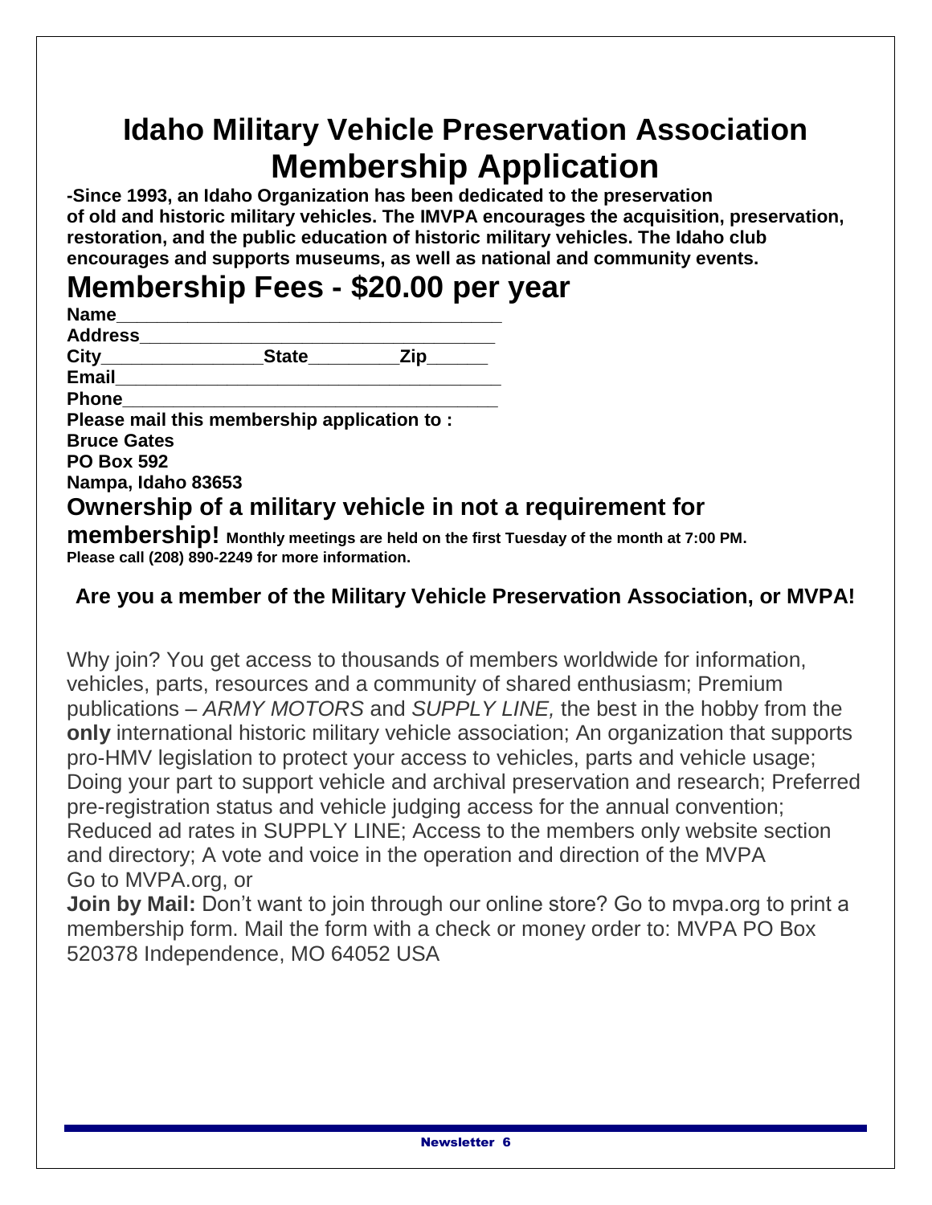# Idaho Military Vehicle Preservation Association Membership Application

**-Since 1993, an Idaho Organization has been dedicated to the preservation of old and historic military vehicles. The IMVPA encourages the acquisition, preservation, restoration, and the public education of historic military vehicles. The Idaho club encourages and supports museums, as well as national and community events.**

## Membership Fees - $20.00 per year

**Name**_____________________________________

**Address**___________________________________

**City**________________**State**_________**Zip**______

**Email**______________________________________

**Phone**_____________________________________

**Please mail this membership application to :**
**Bruce Gates**
**PO Box 592**
**Nampa, Idaho 83653**

## Ownership of a military vehicle in not a requirement for membership!

**Monthly meetings are held on the first Tuesday of the month at 7:00 PM. Please call (208) 890-2249 for more information.**

### Are you a member of the Military Vehicle Preservation Association, or MVPA!

Why join? You get access to thousands of members worldwide for information, vehicles, parts, resources and a community of shared enthusiasm; Premium publications – *ARMY MOTORS* and *SUPPLY LINE,* the best in the hobby from the **only** international historic military vehicle association; An organization that supports pro-HMV legislation to protect your access to vehicles, parts and vehicle usage; Doing your part to support vehicle and archival preservation and research; Preferred pre-registration status and vehicle judging access for the annual convention; Reduced ad rates in SUPPLY LINE; Access to the members only website section and directory; A vote and voice in the operation and direction of the MVPA
Go to MVPA.org, or

**Join by Mail:** Don't want to join through our online store? Go to mvpa.org to print a membership form. Mail the form with a check or money order to: MVPA PO Box 520378 Independence, MO 64052 USA